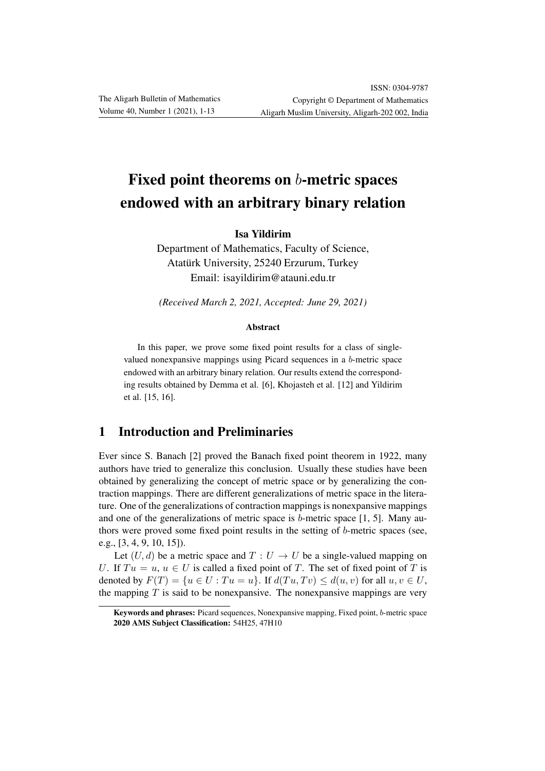# Fixed point theorems on $b$-metric spaces endowed with an arbitrary binary relation

**Isa Yildirim**

Department of Mathematics, Faculty of Science,
Atatürk University, 25240 Erzurum, Turkey
Email: isayildirim@atauni.edu.tr

*(Received March 2, 2021, Accepted: June 29, 2021)*

#### Abstract

In this paper, we prove some fixed point results for a class of single-valued nonexpansive mappings using Picard sequences in a $b$-metric space endowed with an arbitrary binary relation. Our results extend the corresponding results obtained by Demma et al. [6], Khojasteh et al. [12] and Yildirim et al. [15, 16].

## 1 Introduction and Preliminaries

Ever since S. Banach [2] proved the Banach fixed point theorem in 1922, many authors have tried to generalize this conclusion. Usually these studies have been obtained by generalizing the concept of metric space or by generalizing the contraction mappings. There are different generalizations of metric space in the literature. One of the generalizations of contraction mappings is nonexpansive mappings and one of the generalizations of metric space is $b$-metric space [1, 5]. Many authors were proved some fixed point results in the setting of $b$-metric spaces (see, e.g., [3, 4, 9, 10, 15]).

Let $(U, d)$ be a metric space and $T : U \to U$ be a single-valued mapping on $U$. If $Tu = u$, $u \in U$ is called a fixed point of $T$. The set of fixed point of $T$ is denoted by $F(T) = \{u \in U : Tu = u\}$. If $d(Tu, Tv) \leq d(u, v)$ for all $u, v \in U$, the mapping $T$ is said to be nonexpansive. The nonexpansive mappings are very

**Keywords and phrases:** Picard sequences, Nonexpansive mapping, Fixed point, $b$-metric space
**2020 AMS Subject Classification:** 54H25, 47H10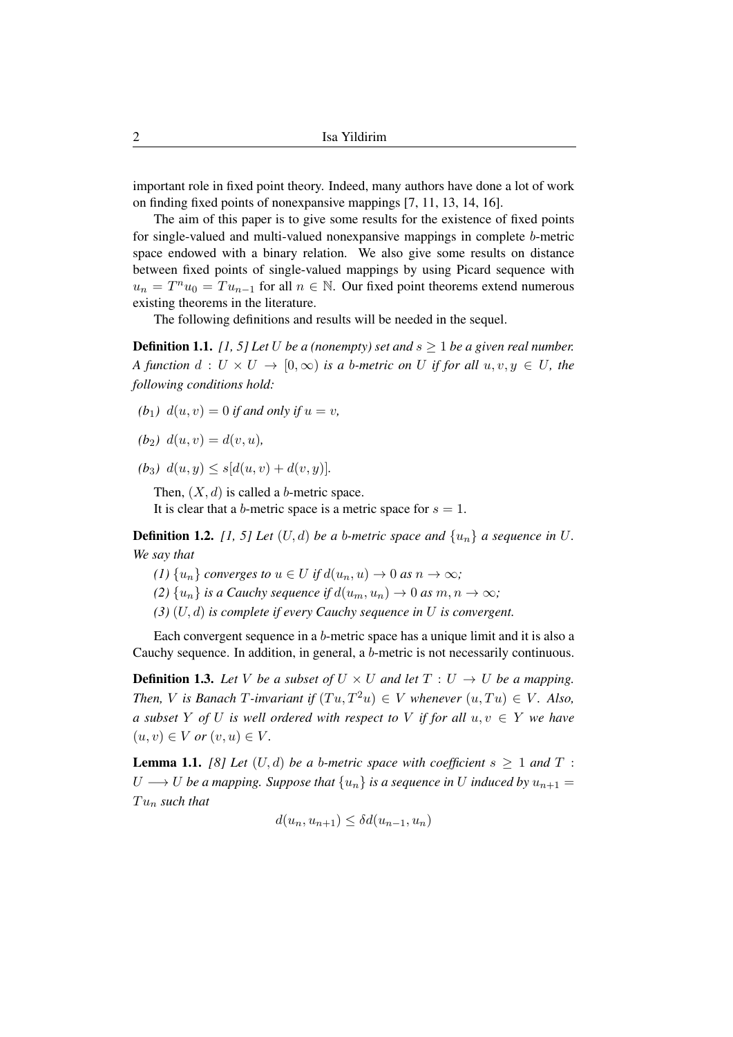important role in fixed point theory. Indeed, many authors have done a lot of work on finding fixed points of nonexpansive mappings [7, 11, 13, 14, 16].

The aim of this paper is to give some results for the existence of fixed points for single-valued and multi-valued nonexpansive mappings in complete $b$-metric space endowed with a binary relation. We also give some results on distance between fixed points of single-valued mappings by using Picard sequence with $u_n = T^n u_0 = T u_{n-1}$ for all $n \in \mathbb{N}$. Our fixed point theorems extend numerous existing theorems in the literature.

The following definitions and results will be needed in the sequel.

**Definition 1.1.** *[1, 5] Let $U$ be a (nonempty) set and $s \geq 1$ be a given real number. A function $d : U \times U \to [0, \infty)$ is a $b$-metric on $U$ if for all $u, v, y \in U$, the following conditions hold:*

*($b_1$) $d(u, v) = 0$ if and only if $u = v$,*

*($b_2$) $d(u, v) = d(v, u)$,*

*($b_3$) $d(u, y) \leq s[d(u, v) + d(v, y)]$.*

Then, $(X, d)$ is called a $b$-metric space.

It is clear that a $b$-metric space is a metric space for $s = 1$.

**Definition 1.2.** *[1, 5] Let $(U, d)$ be a $b$-metric space and $\{u_n\}$ a sequence in $U$. We say that*

*(1) $\{u_n\}$ converges to $u \in U$ if $d(u_n, u) \to 0$ as $n \to \infty$;*

*(2) $\{u_n\}$ is a Cauchy sequence if $d(u_m, u_n) \to 0$ as $m, n \to \infty$;*

*(3) $(U, d)$ is complete if every Cauchy sequence in $U$ is convergent.*

Each convergent sequence in a $b$-metric space has a unique limit and it is also a Cauchy sequence. In addition, in general, a $b$-metric is not necessarily continuous.

**Definition 1.3.** *Let $V$ be a subset of $U \times U$ and let $T : U \to U$ be a mapping. Then, $V$ is Banach $T$-invariant if $(Tu, T^2u) \in V$ whenever $(u, Tu) \in V$. Also, a subset $Y$ of $U$ is well ordered with respect to $V$ if for all $u, v \in Y$ we have $(u, v) \in V$ or $(v, u) \in V$.*

**Lemma 1.1.** *[8] Let $(U, d)$ be a $b$-metric space with coefficient $s \geq 1$ and $T : U \longrightarrow U$ be a mapping. Suppose that $\{u_n\}$ is a sequence in $U$ induced by $u_{n+1} = Tu_n$ such that*

$$d(u_n, u_{n+1}) \leq \delta d(u_{n-1}, u_n)$$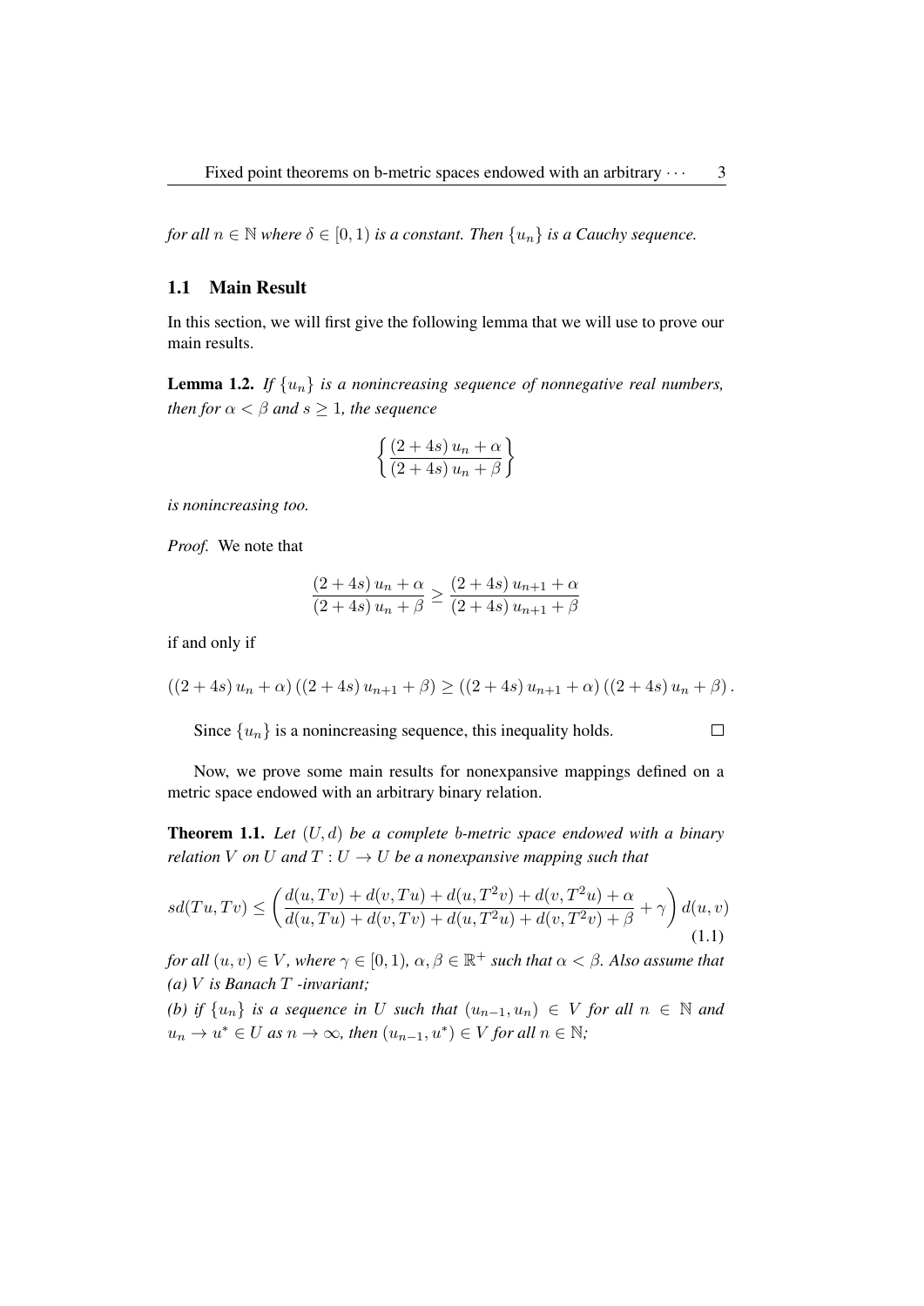*for all $n \in \mathbb{N}$ where $\delta \in [0, 1)$ is a constant. Then $\{u_n\}$ is a Cauchy sequence.*

## 1.1 Main Result

In this section, we will first give the following lemma that we will use to prove our main results.

**Lemma 1.2.** *If $\{u_n\}$ is a nonincreasing sequence of nonnegative real numbers, then for $\alpha < \beta$ and $s \geq 1$, the sequence*

$$\left\{ \frac{(2+4s)\, u_n + \alpha}{(2+4s)\, u_n + \beta} \right\}$$

*is nonincreasing too.*

*Proof.* We note that

$$\frac{(2+4s)\, u_n + \alpha}{(2+4s)\, u_n + \beta} \geq \frac{(2+4s)\, u_{n+1} + \alpha}{(2+4s)\, u_{n+1} + \beta}$$

if and only if

$$((2+4s)\, u_n + \alpha)\, ((2+4s)\, u_{n+1} + \beta) \geq ((2+4s)\, u_{n+1} + \alpha)\, ((2+4s)\, u_n + \beta)\, .$$

Since $\{u_n\}$ is a nonincreasing sequence, this inequality holds. $\square$

Now, we prove some main results for nonexpansive mappings defined on a metric space endowed with an arbitrary binary relation.

**Theorem 1.1.** *Let $(U, d)$ be a complete b-metric space endowed with a binary relation $V$ on $U$ and $T : U \to U$ be a nonexpansive mapping such that*

$$sd(Tu, Tv) \leq \left( \frac{d(u, Tv) + d(v, Tu) + d(u, T^2v) + d(v, T^2u) + \alpha}{d(u, Tu) + d(v, Tv) + d(u, T^2u) + d(v, T^2v) + \beta} + \gamma \right) d(u, v) \tag{1.1}$$

*for all $(u, v) \in V$, where $\gamma \in [0, 1)$, $\alpha, \beta \in \mathbb{R}^+$ such that $\alpha < \beta$. Also assume that*
*(a) $V$ is Banach $T$ -invariant;*
*(b) if $\{u_n\}$ is a sequence in $U$ such that $(u_{n-1}, u_n) \in V$ for all $n \in \mathbb{N}$ and $u_n \to u^* \in U$ as $n \to \infty$, then $(u_{n-1}, u^*) \in V$ for all $n \in \mathbb{N}$;*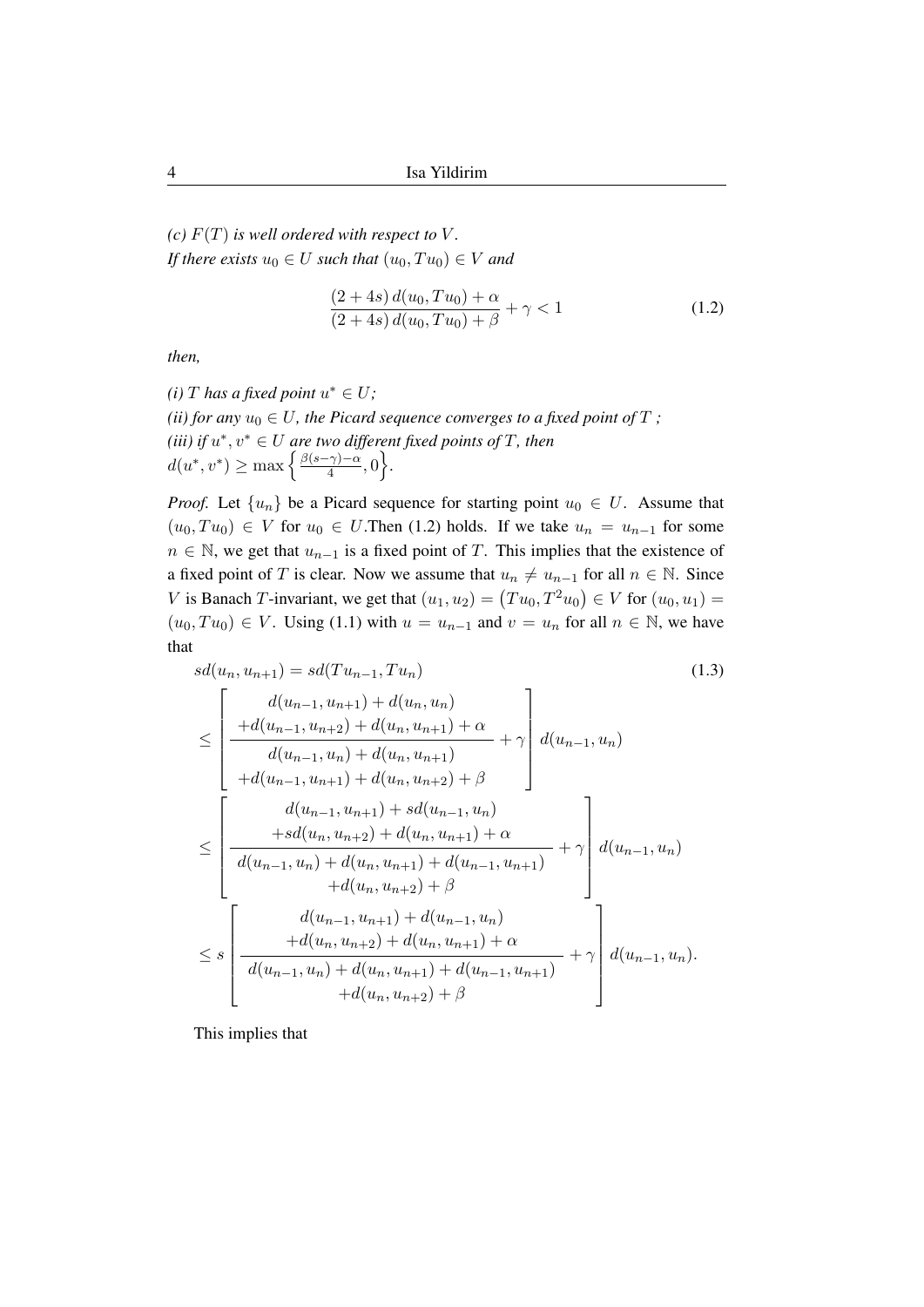*(c) $F(T)$ is well ordered with respect to $V$.*
*If there exists $u_0 \in U$ such that $(u_0, Tu_0) \in V$ and*

$$\frac{(2+4s)\, d(u_0, Tu_0) + \alpha}{(2+4s)\, d(u_0, Tu_0) + \beta} + \gamma < 1 \tag{1.2}$$

*then,*

*(i) $T$ has a fixed point $u^* \in U$;*
*(ii) for any $u_0 \in U$, the Picard sequence converges to a fixed point of $T$ ;*
*(iii) if $u^*, v^* \in U$ are two different fixed points of $T$, then*
*$d(u^*, v^*) \geq \max\left\{\frac{\beta(s-\gamma)-\alpha}{4}, 0\right\}$.*

*Proof.* Let $\{u_n\}$ be a Picard sequence for starting point $u_0 \in U$. Assume that $(u_0, Tu_0) \in V$ for $u_0 \in U$.Then (1.2) holds. If we take $u_n = u_{n-1}$ for some $n \in \mathbb{N}$, we get that $u_{n-1}$ is a fixed point of $T$. This implies that the existence of a fixed point of $T$ is clear. Now we assume that $u_n \neq u_{n-1}$ for all $n \in \mathbb{N}$. Since $V$ is Banach $T$-invariant, we get that $(u_1, u_2) = \left(Tu_0, T^2u_0\right) \in V$ for $(u_0, u_1) = (u_0, Tu_0) \in V$. Using (1.1) with $u = u_{n-1}$ and $v = u_n$ for all $n \in \mathbb{N}$, we have that

$$\begin{aligned}
sd(u_n, u_{n+1}) &= sd(Tu_{n-1}, Tu_n) \qquad\qquad (1.3)\\
&\leq \left[\frac{\begin{array}{c} d(u_{n-1}, u_{n+1}) + d(u_n, u_n) \\ +d(u_{n-1}, u_{n+2}) + d(u_n, u_{n+1}) + \alpha \end{array}}{\begin{array}{c} d(u_{n-1}, u_n) + d(u_n, u_{n+1}) \\ +d(u_{n-1}, u_{n+1}) + d(u_n, u_{n+2}) + \beta \end{array}} + \gamma\right] d(u_{n-1}, u_n) \\
&\leq \left[\frac{\begin{array}{c} d(u_{n-1}, u_{n+1}) + sd(u_{n-1}, u_n) \\ +sd(u_n, u_{n+2}) + d(u_n, u_{n+1}) + \alpha \end{array}}{\begin{array}{c} d(u_{n-1}, u_n) + d(u_n, u_{n+1}) + d(u_{n-1}, u_{n+1}) \\ +d(u_n, u_{n+2}) + \beta \end{array}} + \gamma\right] d(u_{n-1}, u_n) \\
&\leq s\left[\frac{\begin{array}{c} d(u_{n-1}, u_{n+1}) + d(u_{n-1}, u_n) \\ +d(u_n, u_{n+2}) + d(u_n, u_{n+1}) + \alpha \end{array}}{\begin{array}{c} d(u_{n-1}, u_n) + d(u_n, u_{n+1}) + d(u_{n-1}, u_{n+1}) \\ +d(u_n, u_{n+2}) + \beta \end{array}} + \gamma\right] d(u_{n-1}, u_n).
\end{aligned}$$

This implies that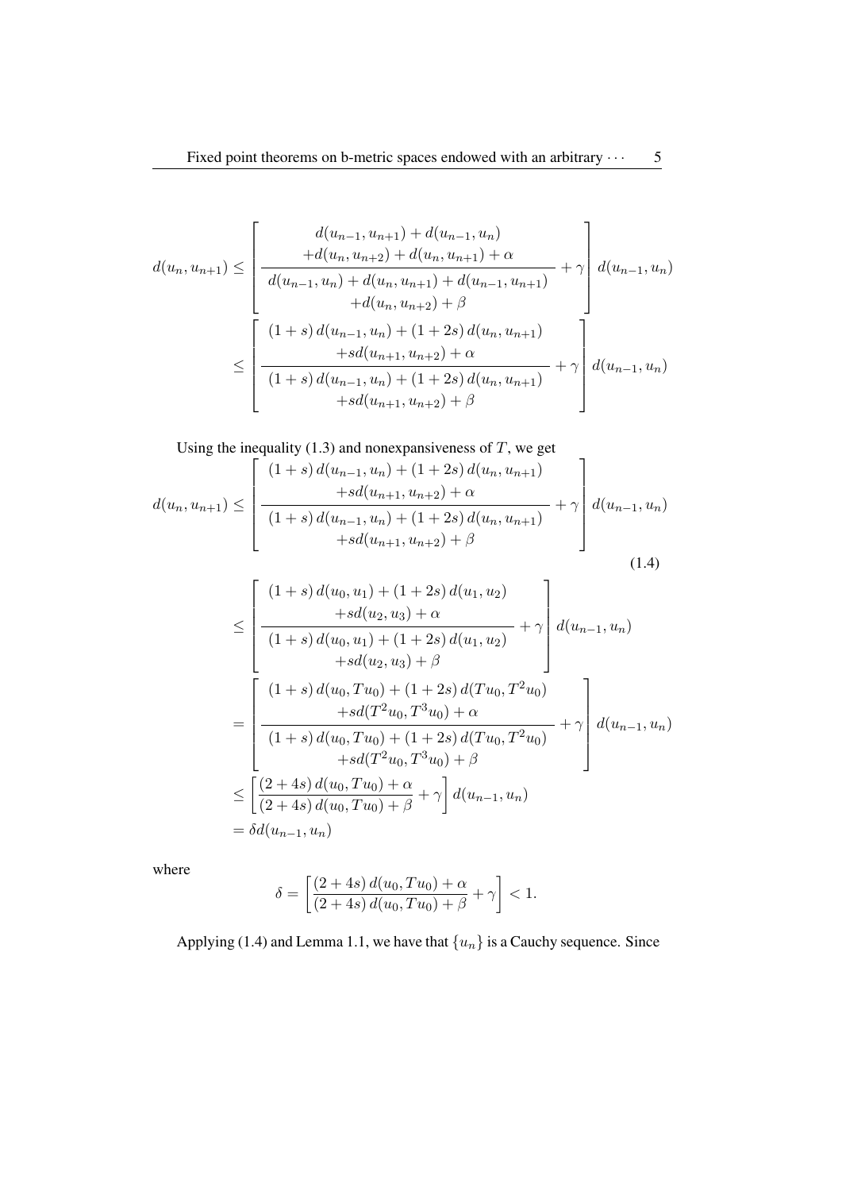$$
\begin{aligned}
d(u_n, u_{n+1}) &\leq \left[ \frac{\begin{array}{c} d(u_{n-1}, u_{n+1}) + d(u_{n-1}, u_n) \\ +d(u_n, u_{n+2}) + d(u_n, u_{n+1}) + \alpha \end{array}}{\begin{array}{c} d(u_{n-1}, u_n) + d(u_n, u_{n+1}) + d(u_{n-1}, u_{n+1}) \\ +d(u_n, u_{n+2}) + \beta \end{array}} + \gamma \right] d(u_{n-1}, u_n) \\
&\leq \left[ \frac{\begin{array}{c} (1+s)\, d(u_{n-1}, u_n) + (1+2s)\, d(u_n, u_{n+1}) \\ +sd(u_{n+1}, u_{n+2}) + \alpha \end{array}}{\begin{array}{c} (1+s)\, d(u_{n-1}, u_n) + (1+2s)\, d(u_n, u_{n+1}) \\ +sd(u_{n+1}, u_{n+2}) + \beta \end{array}} + \gamma \right] d(u_{n-1}, u_n)
\end{aligned}
$$

Using the inequality (1.3) and nonexpansiveness of $T$, we get

$$
\begin{aligned}
d(u_n, u_{n+1}) &\leq \left[ \frac{\begin{array}{c} (1+s)\, d(u_{n-1}, u_n) + (1+2s)\, d(u_n, u_{n+1}) \\ +sd(u_{n+1}, u_{n+2}) + \alpha \end{array}}{\begin{array}{c} (1+s)\, d(u_{n-1}, u_n) + (1+2s)\, d(u_n, u_{n+1}) \\ +sd(u_{n+1}, u_{n+2}) + \beta \end{array}} + \gamma \right] d(u_{n-1}, u_n) \qquad (1.4) \\
&\leq \left[ \frac{\begin{array}{c} (1+s)\, d(u_0, u_1) + (1+2s)\, d(u_1, u_2) \\ +sd(u_2, u_3) + \alpha \end{array}}{\begin{array}{c} (1+s)\, d(u_0, u_1) + (1+2s)\, d(u_1, u_2) \\ +sd(u_2, u_3) + \beta \end{array}} + \gamma \right] d(u_{n-1}, u_n) \\
&= \left[ \frac{\begin{array}{c} (1+s)\, d(u_0, Tu_0) + (1+2s)\, d(Tu_0, T^2u_0) \\ +sd(T^2u_0, T^3u_0) + \alpha \end{array}}{\begin{array}{c} (1+s)\, d(u_0, Tu_0) + (1+2s)\, d(Tu_0, T^2u_0) \\ +sd(T^2u_0, T^3u_0) + \beta \end{array}} + \gamma \right] d(u_{n-1}, u_n) \\
&\leq \left[ \frac{(2+4s)\, d(u_0, Tu_0) + \alpha}{(2+4s)\, d(u_0, Tu_0) + \beta} + \gamma \right] d(u_{n-1}, u_n) \\
&= \delta d(u_{n-1}, u_n)
\end{aligned}
$$

where

$$
\delta = \left[ \frac{(2+4s)\, d(u_0, Tu_0) + \alpha}{(2+4s)\, d(u_0, Tu_0) + \beta} + \gamma \right] < 1.
$$

Applying (1.4) and Lemma 1.1, we have that $\{u_n\}$ is a Cauchy sequence. Since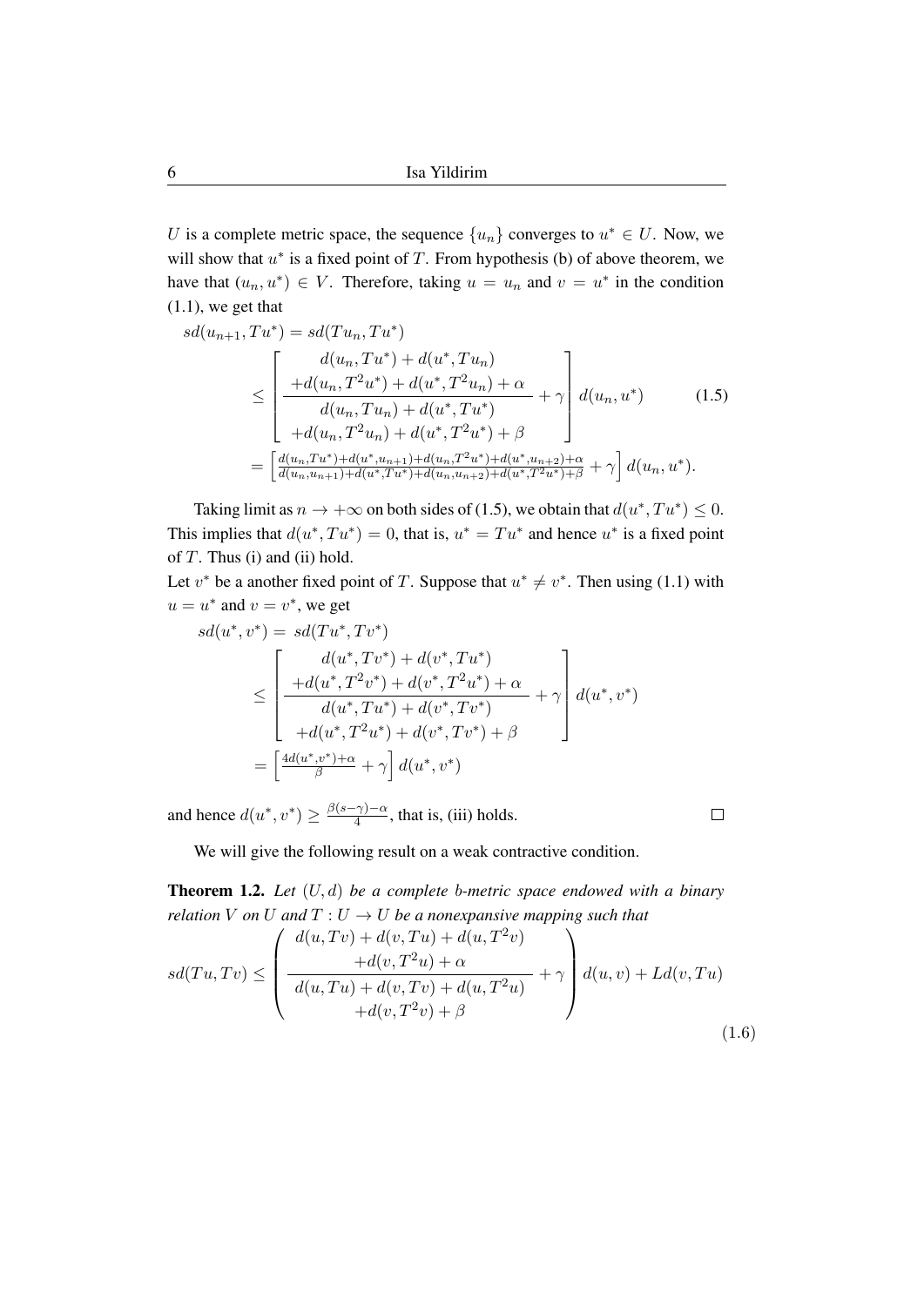$U$ is a complete metric space, the sequence $\{u_n\}$ converges to $u^* \in U$. Now, we will show that $u^*$ is a fixed point of $T$. From hypothesis (b) of above theorem, we have that $(u_n, u^*) \in V$. Therefore, taking $u = u_n$ and $v = u^*$ in the condition (1.1), we get that

$$
\begin{aligned}
sd(u_{n+1}, Tu^*) &= sd(Tu_n, Tu^*) \\
&\leq \left[ \frac{\begin{array}{c} d(u_n, Tu^*) + d(u^*, Tu_n) \\ +d(u_n, T^2u^*) + d(u^*, T^2u_n) + \alpha \end{array}}{\begin{array}{c} d(u_n, Tu_n) + d(u^*, Tu^*) \\ +d(u_n, T^2u_n) + d(u^*, T^2u^*) + \beta \end{array}} + \gamma \right] d(u_n, u^*) \qquad (1.5) \\
&= \left[ \frac{d(u_n,Tu^*)+d(u^*,u_{n+1})+d(u_n,T^2u^*)+d(u^*,u_{n+2})+\alpha}{d(u_n,u_{n+1})+d(u^*,Tu^*)+d(u_n,u_{n+2})+d(u^*,T^2u^*)+\beta} + \gamma \right] d(u_n, u^*).
\end{aligned}
$$

Taking limit as $n \to +\infty$ on both sides of (1.5), we obtain that $d(u^*, Tu^*) \leq 0$. This implies that $d(u^*, Tu^*) = 0$, that is, $u^* = Tu^*$ and hence $u^*$ is a fixed point of $T$. Thus (i) and (ii) hold.

Let $v^*$ be a another fixed point of $T$. Suppose that $u^* \neq v^*$. Then using (1.1) with $u = u^*$ and $v = v^*$, we get

$$
\begin{aligned}
sd(u^*, v^*) &= sd(Tu^*, Tv^*) \\
&\leq \left[ \frac{\begin{array}{c} d(u^*, Tv^*) + d(v^*, Tu^*) \\ +d(u^*, T^2v^*) + d(v^*, T^2u^*) + \alpha \end{array}}{\begin{array}{c} d(u^*, Tu^*) + d(v^*, Tv^*) \\ +d(u^*, T^2u^*) + d(v^*, Tv^*) + \beta \end{array}} + \gamma \right] d(u^*, v^*) \\
&= \left[ \frac{4d(u^*,v^*)+\alpha}{\beta} + \gamma \right] d(u^*, v^*)
\end{aligned}
$$

and hence $d(u^*, v^*) \geq \frac{\beta(s-\gamma)-\alpha}{4}$, that is, (iii) holds. □

We will give the following result on a weak contractive condition.

**Theorem 1.2.** *Let $(U, d)$ be a complete $b$-metric space endowed with a binary relation $V$ on $U$ and $T : U \to U$ be a nonexpansive mapping such that*

$$
sd(Tu, Tv) \leq \left( \frac{\begin{array}{c} d(u, Tv) + d(v, Tu) + d(u, T^2v) \\ +d(v, T^2u) + \alpha \end{array}}{\begin{array}{c} d(u, Tu) + d(v, Tv) + d(u, T^2u) \\ +d(v, T^2v) + \beta \end{array}} + \gamma \right) d(u, v) + Ld(v, Tu) \tag{1.6}
$$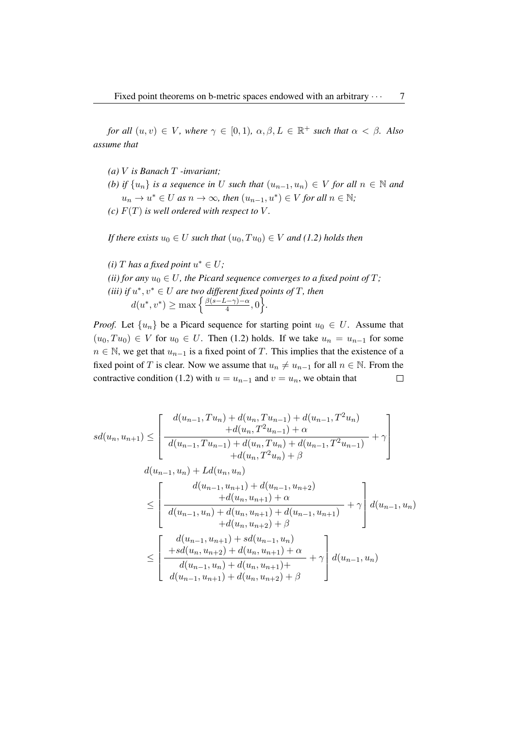*for all $(u,v) \in V$, where $\gamma \in [0,1)$, $\alpha, \beta, L \in \mathbb{R}^+$ such that $\alpha < \beta$. Also assume that*

*(a) $V$ is Banach $T$ -invariant;*

*(b) if $\{u_n\}$ is a sequence in $U$ such that $(u_{n-1}, u_n) \in V$ for all $n \in \mathbb{N}$ and $u_n \to u^* \in U$ as $n \to \infty$, then $(u_{n-1}, u^*) \in V$ for all $n \in \mathbb{N}$;*

*(c) $F(T)$ is well ordered with respect to $V$.*

*If there exists $u_0 \in U$ such that $(u_0, Tu_0) \in V$ and (1.2) holds then*

*(i) $T$ has a fixed point $u^* \in U$;*

*(ii) for any $u_0 \in U$, the Picard sequence converges to a fixed point of $T$;*

*(iii) if $u^*, v^* \in U$ are two different fixed points of $T$, then*
$$d(u^*, v^*) \geq \max\left\{\frac{\beta(s-L-\gamma)-\alpha}{4}, 0\right\}.$$

*Proof.* Let $\{u_n\}$ be a Picard sequence for starting point $u_0 \in U$. Assume that $(u_0, Tu_0) \in V$ for $u_0 \in U$. Then (1.2) holds. If we take $u_n = u_{n-1}$ for some $n \in \mathbb{N}$, we get that $u_{n-1}$ is a fixed point of $T$. This implies that the existence of a fixed point of $T$ is clear. Now we assume that $u_n \neq u_{n-1}$ for all $n \in \mathbb{N}$. From the contractive condition (1.2) with $u = u_{n-1}$ and $v = u_n$, we obtain that $\square$

$$
\begin{aligned}
sd(u_n, u_{n+1}) &\leq \left[\frac{\begin{array}{c} d(u_{n-1}, Tu_n) + d(u_n, Tu_{n-1}) + d(u_{n-1}, T^2u_n) \\ +d(u_n, T^2u_{n-1}) + \alpha \end{array}}{\begin{array}{c} d(u_{n-1}, Tu_{n-1}) + d(u_n, Tu_n) + d(u_{n-1}, T^2u_{n-1}) \\ +d(u_n, T^2u_n) + \beta \end{array}} + \gamma\right] \\
&\quad d(u_{n-1}, u_n) + Ld(u_n, u_n) \\
&\leq \left[\frac{\begin{array}{c} d(u_{n-1}, u_{n+1}) + d(u_{n-1}, u_{n+2}) \\ +d(u_n, u_{n+1}) + \alpha \end{array}}{\begin{array}{c} d(u_{n-1}, u_n) + d(u_n, u_{n+1}) + d(u_{n-1}, u_{n+1}) \\ +d(u_n, u_{n+2}) + \beta \end{array}} + \gamma\right] d(u_{n-1}, u_n) \\
&\leq \left[\frac{\begin{array}{c} d(u_{n-1}, u_{n+1}) + sd(u_{n-1}, u_n) \\ +sd(u_n, u_{n+2}) + d(u_n, u_{n+1}) + \alpha \end{array}}{\begin{array}{c} d(u_{n-1}, u_n) + d(u_n, u_{n+1}) + \\ d(u_{n-1}, u_{n+1}) + d(u_n, u_{n+2}) + \beta \end{array}} + \gamma\right] d(u_{n-1}, u_n)
\end{aligned}
$$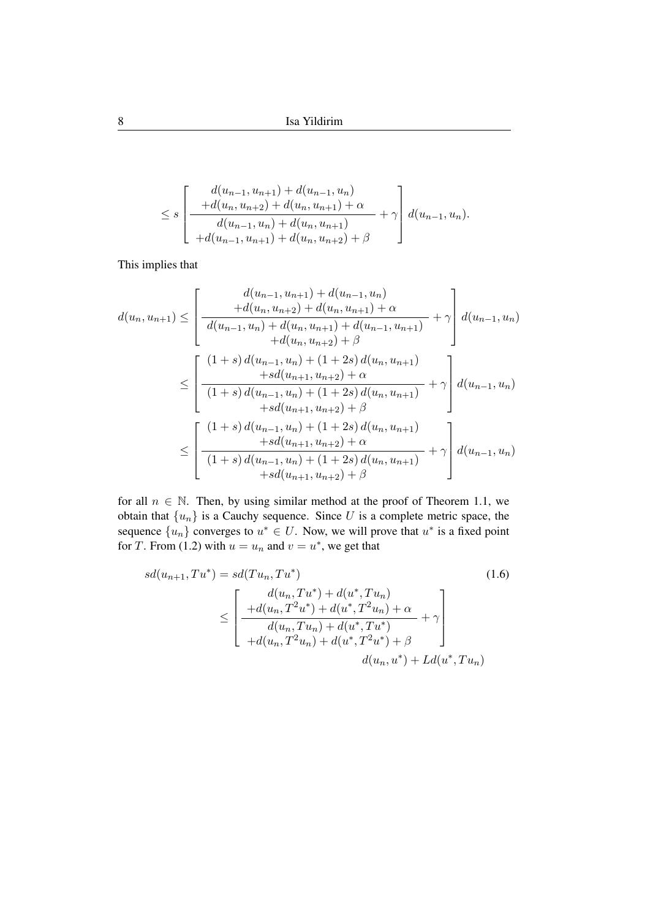$$
\leq s \left[ \frac{\begin{array}{c} d(u_{n-1}, u_{n+1}) + d(u_{n-1}, u_n) \\ +d(u_n, u_{n+2}) + d(u_n, u_{n+1}) + \alpha \end{array}}{\begin{array}{c} d(u_{n-1}, u_n) + d(u_n, u_{n+1}) \\ +d(u_{n-1}, u_{n+1}) + d(u_n, u_{n+2}) + \beta \end{array}} + \gamma \right] d(u_{n-1}, u_n).
$$

This implies that

$$
\begin{aligned}
d(u_n, u_{n+1}) &\leq \left[ \frac{\begin{array}{c} d(u_{n-1}, u_{n+1}) + d(u_{n-1}, u_n) \\ +d(u_n, u_{n+2}) + d(u_n, u_{n+1}) + \alpha \end{array}}{\begin{array}{c} d(u_{n-1}, u_n) + d(u_n, u_{n+1}) + d(u_{n-1}, u_{n+1}) \\ +d(u_n, u_{n+2}) + \beta \end{array}} + \gamma \right] d(u_{n-1}, u_n) \\
&\leq \left[ \frac{\begin{array}{c} (1+s)\, d(u_{n-1}, u_n) + (1+2s)\, d(u_n, u_{n+1}) \\ +sd(u_{n+1}, u_{n+2}) + \alpha \end{array}}{\begin{array}{c} (1+s)\, d(u_{n-1}, u_n) + (1+2s)\, d(u_n, u_{n+1}) \\ +sd(u_{n+1}, u_{n+2}) + \beta \end{array}} + \gamma \right] d(u_{n-1}, u_n) \\
&\leq \left[ \frac{\begin{array}{c} (1+s)\, d(u_{n-1}, u_n) + (1+2s)\, d(u_n, u_{n+1}) \\ +sd(u_{n+1}, u_{n+2}) + \alpha \end{array}}{\begin{array}{c} (1+s)\, d(u_{n-1}, u_n) + (1+2s)\, d(u_n, u_{n+1}) \\ +sd(u_{n+1}, u_{n+2}) + \beta \end{array}} + \gamma \right] d(u_{n-1}, u_n)
\end{aligned}
$$

for all $n \in \mathbb{N}$. Then, by using similar method at the proof of Theorem 1.1, we obtain that $\{u_n\}$ is a Cauchy sequence. Since $U$ is a complete metric space, the sequence $\{u_n\}$ converges to $u^* \in U$. Now, we will prove that $u^*$ is a fixed point for $T$. From (1.2) with $u = u_n$ and $v = u^*$, we get that

$$
\begin{aligned}
sd(u_{n+1}, Tu^*) &= sd(Tu_n, Tu^*) \qquad (1.6) \\
&\leq \left[ \frac{\begin{array}{c} d(u_n, Tu^*) + d(u^*, Tu_n) \\ +d(u_n, T^2u^*) + d(u^*, T^2u_n) + \alpha \end{array}}{\begin{array}{c} d(u_n, Tu_n) + d(u^*, Tu^*) \\ +d(u_n, T^2u_n) + d(u^*, T^2u^*) + \beta \end{array}} + \gamma \right] \\
&\qquad\qquad d(u_n, u^*) + Ld(u^*, Tu_n)
\end{aligned}
$$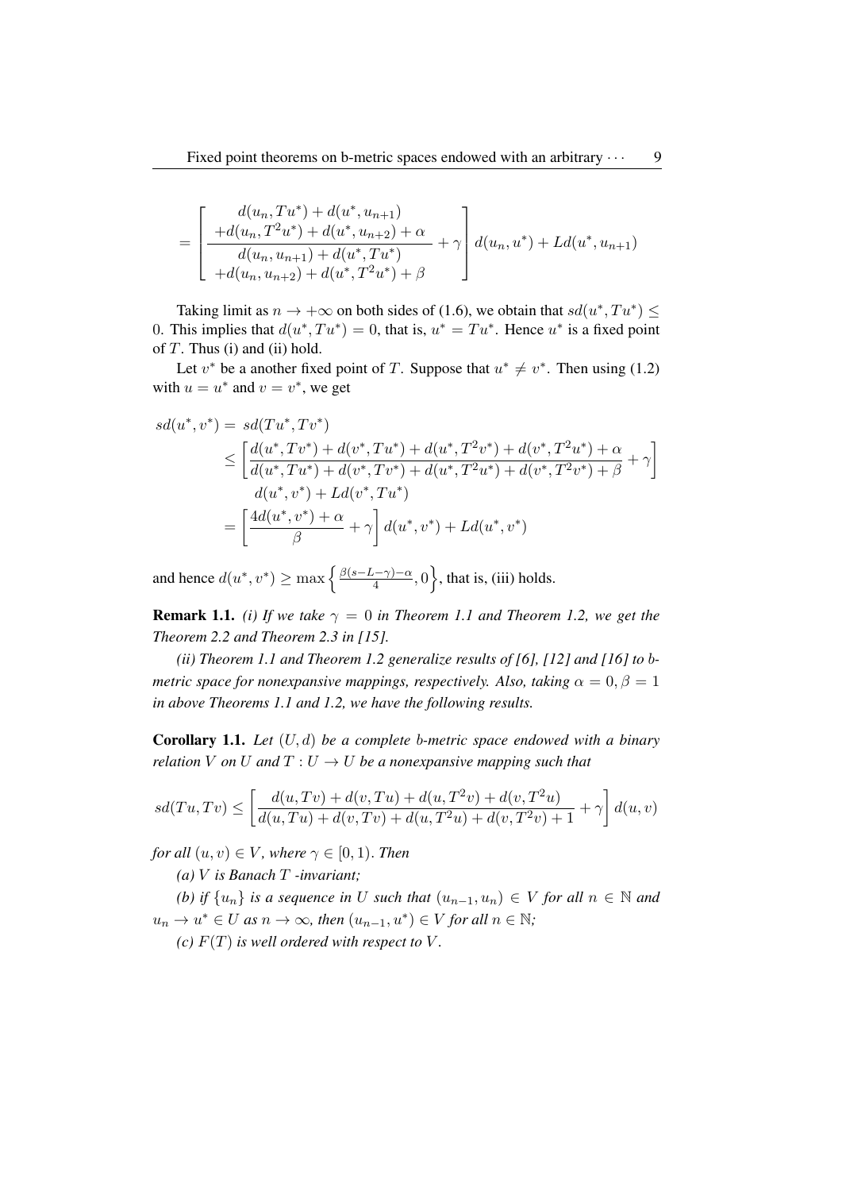$$= \left[ \frac{\begin{array}{c} d(u_n, Tu^*) + d(u^*, u_{n+1}) \\ +d(u_n, T^2u^*) + d(u^*, u_{n+2}) + \alpha \end{array}}{\begin{array}{c} d(u_n, u_{n+1}) + d(u^*, Tu^*) \\ +d(u_n, u_{n+2}) + d(u^*, T^2u^*) + \beta \end{array}} + \gamma \right] d(u_n, u^*) + Ld(u^*, u_{n+1})$$

Taking limit as $n \to +\infty$ on both sides of (1.6), we obtain that $sd(u^*, Tu^*) \leq 0$. This implies that $d(u^*, Tu^*) = 0$, that is, $u^* = Tu^*$. Hence $u^*$ is a fixed point of $T$. Thus (i) and (ii) hold.

Let $v^*$ be a another fixed point of $T$. Suppose that $u^* \neq v^*$. Then using (1.2) with $u = u^*$ and $v = v^*$, we get

$$\begin{aligned} sd(u^*, v^*) = &\ sd(Tu^*, Tv^*) \\ &\leq \left[ \frac{d(u^*, Tv^*) + d(v^*, Tu^*) + d(u^*, T^2v^*) + d(v^*, T^2u^*) + \alpha}{d(u^*, Tu^*) + d(v^*, Tv^*) + d(u^*, T^2u^*) + d(v^*, T^2v^*) + \beta} + \gamma \right] \\ &\quad d(u^*, v^*) + Ld(v^*, Tu^*) \\ &= \left[ \frac{4d(u^*, v^*) + \alpha}{\beta} + \gamma \right] d(u^*, v^*) + Ld(u^*, v^*) \end{aligned}$$

and hence $d(u^*, v^*) \geq \max\left\{ \frac{\beta(s-L-\gamma)-\alpha}{4}, 0 \right\}$, that is, (iii) holds.

**Remark 1.1.** *(i) If we take $\gamma = 0$ in Theorem 1.1 and Theorem 1.2, we get the Theorem 2.2 and Theorem 2.3 in [15].*

*(ii) Theorem 1.1 and Theorem 1.2 generalize results of [6], [12] and [16] to $b$-metric space for nonexpansive mappings, respectively. Also, taking $\alpha = 0, \beta = 1$ in above Theorems 1.1 and 1.2, we have the following results.*

**Corollary 1.1.** *Let $(U, d)$ be a complete $b$-metric space endowed with a binary relation $V$ on $U$ and $T : U \to U$ be a nonexpansive mapping such that*

$$sd(Tu, Tv) \leq \left[ \frac{d(u, Tv) + d(v, Tu) + d(u, T^2v) + d(v, T^2u)}{d(u, Tu) + d(v, Tv) + d(u, T^2u) + d(v, T^2v) + 1} + \gamma \right] d(u, v)$$

*for all $(u, v) \in V$, where $\gamma \in [0, 1)$. Then*

*(a) $V$ is Banach $T$ -invariant;*

*(b) if $\{u_n\}$ is a sequence in $U$ such that $(u_{n-1}, u_n) \in V$ for all $n \in \mathbb{N}$ and $u_n \to u^* \in U$ as $n \to \infty$, then $(u_{n-1}, u^*) \in V$ for all $n \in \mathbb{N}$;*

*(c) $F(T)$ is well ordered with respect to $V$.*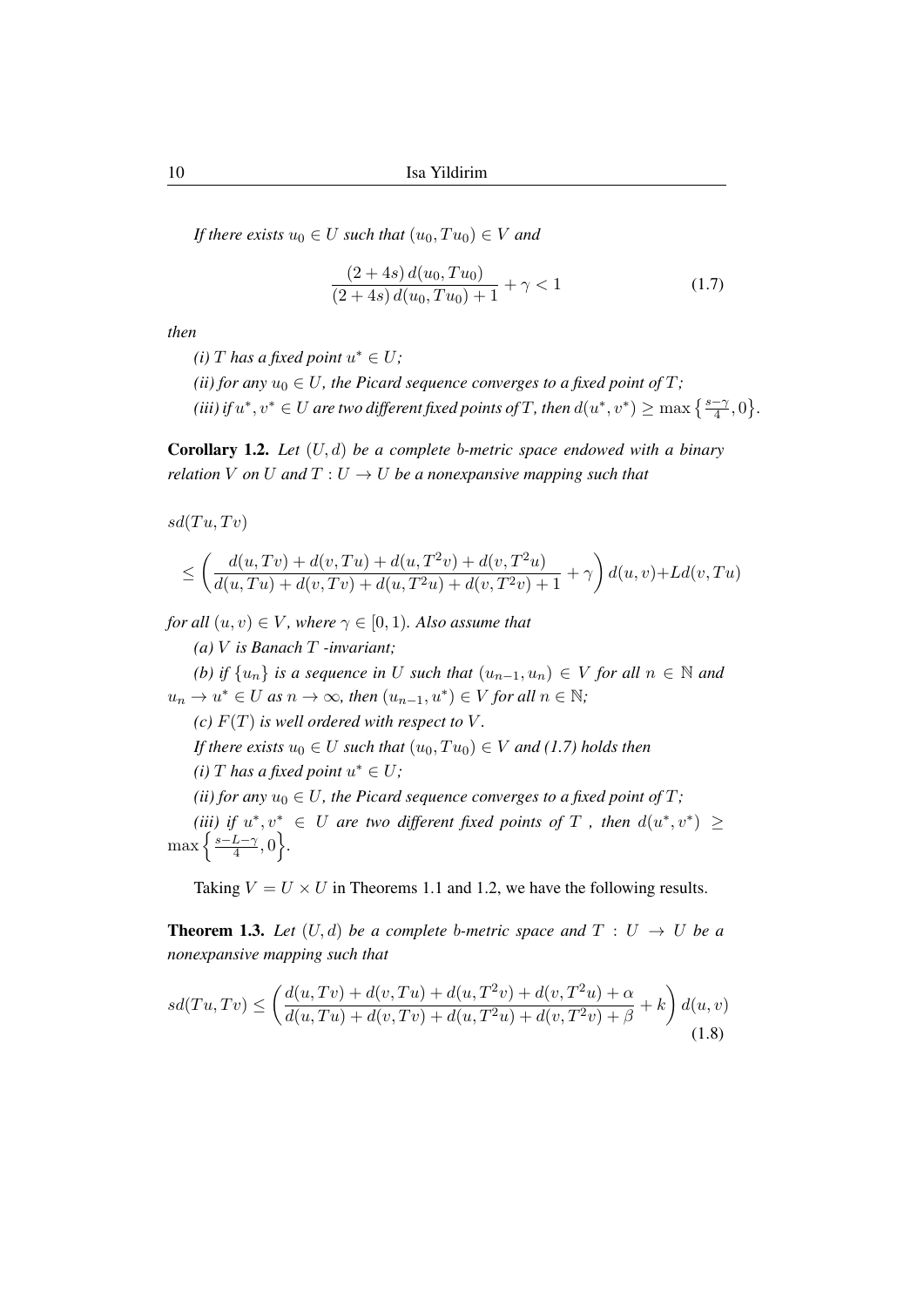*If there exists $u_0 \in U$ such that $(u_0, Tu_0) \in V$ and*

$$\frac{(2+4s)\, d(u_0, Tu_0)}{(2+4s)\, d(u_0, Tu_0) + 1} + \gamma < 1 \tag{1.7}$$

*then*

*(i) $T$ has a fixed point $u^* \in U$;*

*(ii) for any $u_0 \in U$, the Picard sequence converges to a fixed point of $T$;*

*(iii) if $u^*, v^* \in U$ are two different fixed points of $T$, then $d(u^*, v^*) \geq \max\left\{\frac{s-\gamma}{4}, 0\right\}$.*

**Corollary 1.2.** *Let $(U, d)$ be a complete $b$-metric space endowed with a binary relation $V$ on $U$ and $T : U \to U$ be a nonexpansive mapping such that*

$$sd(Tu, Tv)$$

$$\leq \left( \frac{d(u, Tv) + d(v, Tu) + d(u, T^2v) + d(v, T^2u)}{d(u, Tu) + d(v, Tv) + d(u, T^2u) + d(v, T^2v) + 1} + \gamma \right) d(u, v) + Ld(v, Tu)$$

*for all $(u, v) \in V$, where $\gamma \in [0, 1)$. Also assume that*

*(a) $V$ is Banach $T$ -invariant;*

*(b) if $\{u_n\}$ is a sequence in $U$ such that $(u_{n-1}, u_n) \in V$ for all $n \in \mathbb{N}$ and $u_n \to u^* \in U$ as $n \to \infty$, then $(u_{n-1}, u^*) \in V$ for all $n \in \mathbb{N}$;*

*(c) $F(T)$ is well ordered with respect to $V$.*

*If there exists $u_0 \in U$ such that $(u_0, Tu_0) \in V$ and (1.7) holds then*

*(i) $T$ has a fixed point $u^* \in U$;*

*(ii) for any $u_0 \in U$, the Picard sequence converges to a fixed point of $T$;*

*(iii) if $u^*, v^* \in U$ are two different fixed points of $T$ , then $d(u^*, v^*) \geq \max\left\{\frac{s-L-\gamma}{4}, 0\right\}$.*

Taking $V = U \times U$ in Theorems 1.1 and 1.2, we have the following results.

**Theorem 1.3.** *Let $(U, d)$ be a complete $b$-metric space and $T : U \to U$ be a nonexpansive mapping such that*

$$sd(Tu, Tv) \leq \left( \frac{d(u, Tv) + d(v, Tu) + d(u, T^2v) + d(v, T^2u) + \alpha}{d(u, Tu) + d(v, Tv) + d(u, T^2u) + d(v, T^2v) + \beta} + k \right) d(u, v) \tag{1.8}$$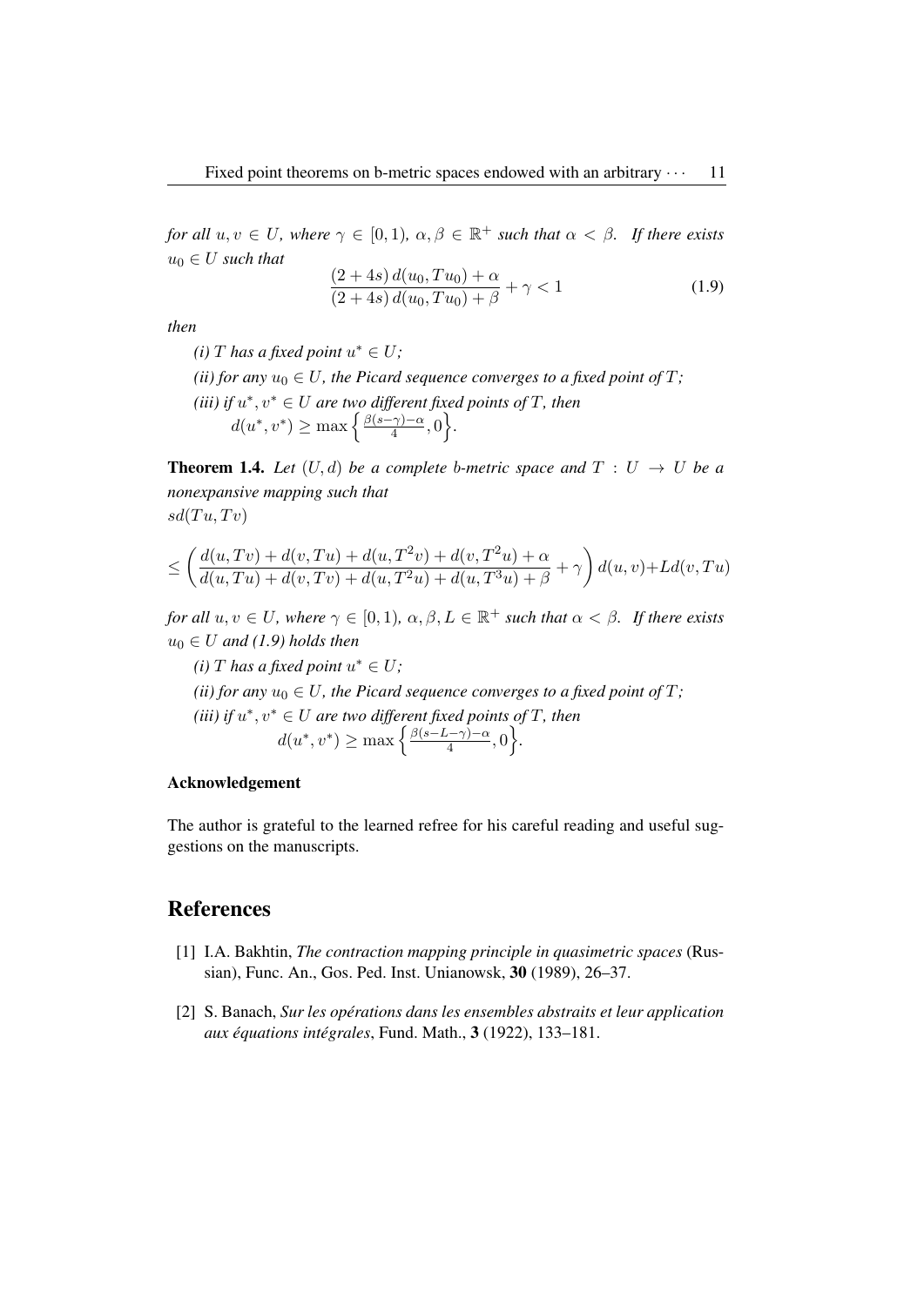*for all $u, v \in U$, where $\gamma \in [0, 1)$, $\alpha, \beta \in \mathbb{R}^+$ such that $\alpha < \beta$. If there exists $u_0 \in U$ such that*

$$\frac{(2+4s)\,d(u_0, Tu_0) + \alpha}{(2+4s)\,d(u_0, Tu_0) + \beta} + \gamma < 1 \tag{1.9}$$

*then*

*(i) $T$ has a fixed point $u^* \in U$;*

*(ii) for any $u_0 \in U$, the Picard sequence converges to a fixed point of $T$;*

*(iii) if $u^*, v^* \in U$ are two different fixed points of $T$, then* $d(u^*, v^*) \geq \max\left\{\frac{\beta(s-\gamma)-\alpha}{4}, 0\right\}$.

**Theorem 1.4.** *Let $(U, d)$ be a complete $b$-metric space and $T : U \to U$ be a nonexpansive mapping such that*
$sd(Tu, Tv)$

$$\leq \left(\frac{d(u,Tv) + d(v,Tu) + d(u,T^2v) + d(v,T^2u) + \alpha}{d(u,Tu) + d(v,Tv) + d(u,T^2u) + d(u,T^3u) + \beta} + \gamma\right) d(u,v) + Ld(v,Tu)$$

*for all $u, v \in U$, where $\gamma \in [0, 1)$, $\alpha, \beta, L \in \mathbb{R}^+$ such that $\alpha < \beta$. If there exists $u_0 \in U$ and (1.9) holds then*

*(i) $T$ has a fixed point $u^* \in U$;*

*(ii) for any $u_0 \in U$, the Picard sequence converges to a fixed point of $T$;*

*(iii) if $u^*, v^* \in U$ are two different fixed points of $T$, then* $d(u^*, v^*) \geq \max\left\{\frac{\beta(s-L-\gamma)-\alpha}{4}, 0\right\}$.

### Acknowledgement

The author is grateful to the learned refree for his careful reading and useful suggestions on the manuscripts.

## References

[1] I.A. Bakhtin, *The contraction mapping principle in quasimetric spaces* (Russian), Func. An., Gos. Ped. Inst. Unianowsk, **30** (1989), 26–37.

[2] S. Banach, *Sur les opérations dans les ensembles abstraits et leur application aux équations intégrales*, Fund. Math., **3** (1922), 133–181.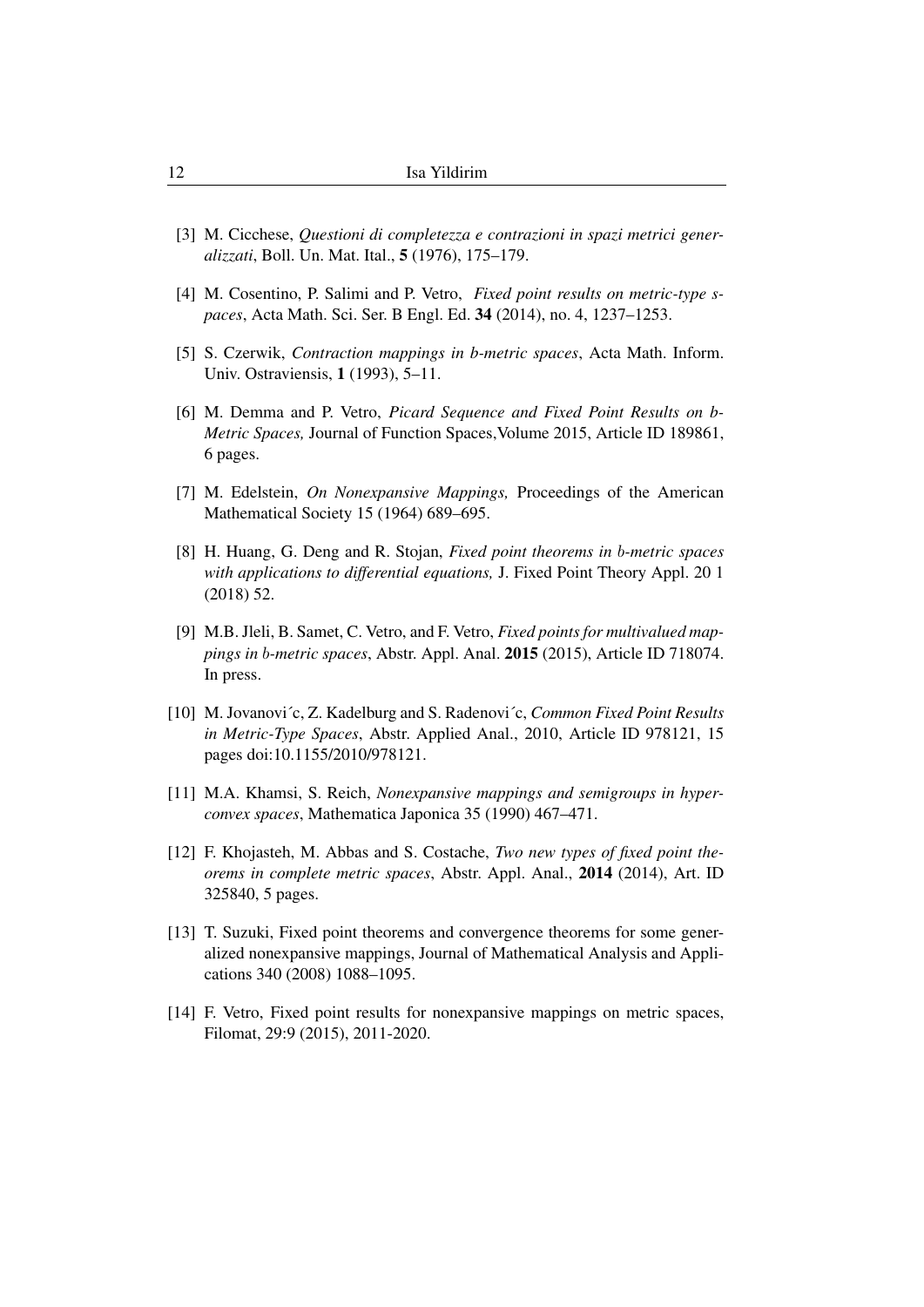[3] M. Cicchese, *Questioni di completezza e contrazioni in spazi metrici generalizzati*, Boll. Un. Mat. Ital., **5** (1976), 175–179.

[4] M. Cosentino, P. Salimi and P. Vetro, *Fixed point results on metric-type spaces*, Acta Math. Sci. Ser. B Engl. Ed. **34** (2014), no. 4, 1237–1253.

[5] S. Czerwik, *Contraction mappings in b-metric spaces*, Acta Math. Inform. Univ. Ostraviensis, **1** (1993), 5–11.

[6] M. Demma and P. Vetro, *Picard Sequence and Fixed Point Results on b-Metric Spaces,* Journal of Function Spaces,Volume 2015, Article ID 189861, 6 pages.

[7] M. Edelstein, *On Nonexpansive Mappings,* Proceedings of the American Mathematical Society 15 (1964) 689–695.

[8] H. Huang, G. Deng and R. Stojan, *Fixed point theorems in b-metric spaces with applications to differential equations,* J. Fixed Point Theory Appl. 20 1 (2018) 52.

[9] M.B. Jleli, B. Samet, C. Vetro, and F. Vetro, *Fixed points for multivalued mappings in b-metric spaces*, Abstr. Appl. Anal. **2015** (2015), Article ID 718074. In press.

[10] M. Jovanović, Z. Kadelburg and S. Radenović, *Common Fixed Point Results in Metric-Type Spaces*, Abstr. Applied Anal., 2010, Article ID 978121, 15 pages doi:10.1155/2010/978121.

[11] M.A. Khamsi, S. Reich, *Nonexpansive mappings and semigroups in hyperconvex spaces*, Mathematica Japonica 35 (1990) 467–471.

[12] F. Khojasteh, M. Abbas and S. Costache, *Two new types of fixed point theorems in complete metric spaces*, Abstr. Appl. Anal., **2014** (2014), Art. ID 325840, 5 pages.

[13] T. Suzuki, Fixed point theorems and convergence theorems for some generalized nonexpansive mappings, Journal of Mathematical Analysis and Applications 340 (2008) 1088–1095.

[14] F. Vetro, Fixed point results for nonexpansive mappings on metric spaces, Filomat, 29:9 (2015), 2011-2020.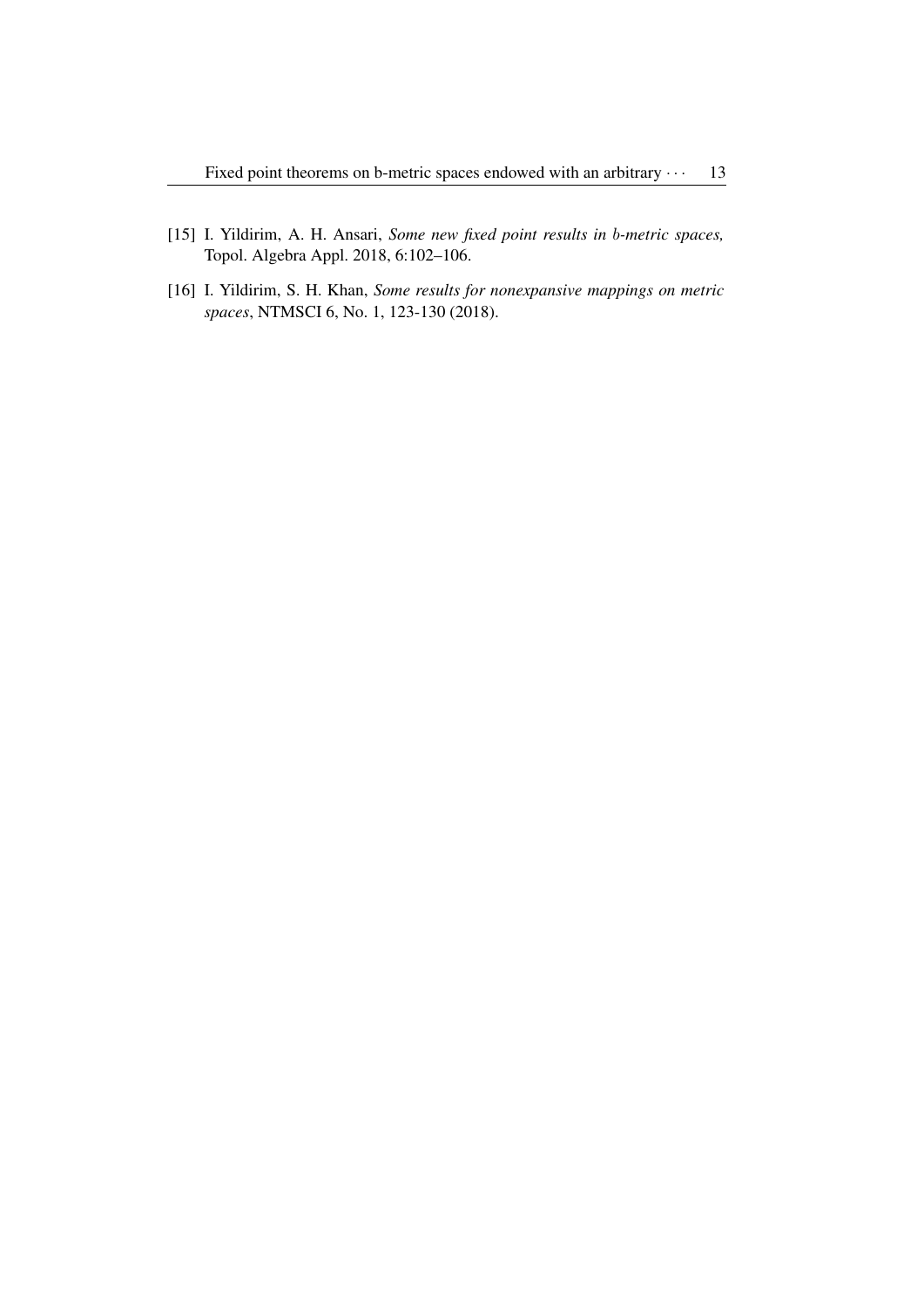[15] I. Yildirim, A. H. Ansari, *Some new fixed point results in* $b$*-metric spaces,* Topol. Algebra Appl. 2018, 6:102–106.

[16] I. Yildirim, S. H. Khan, *Some results for nonexpansive mappings on metric spaces*, NTMSCI 6, No. 1, 123-130 (2018).